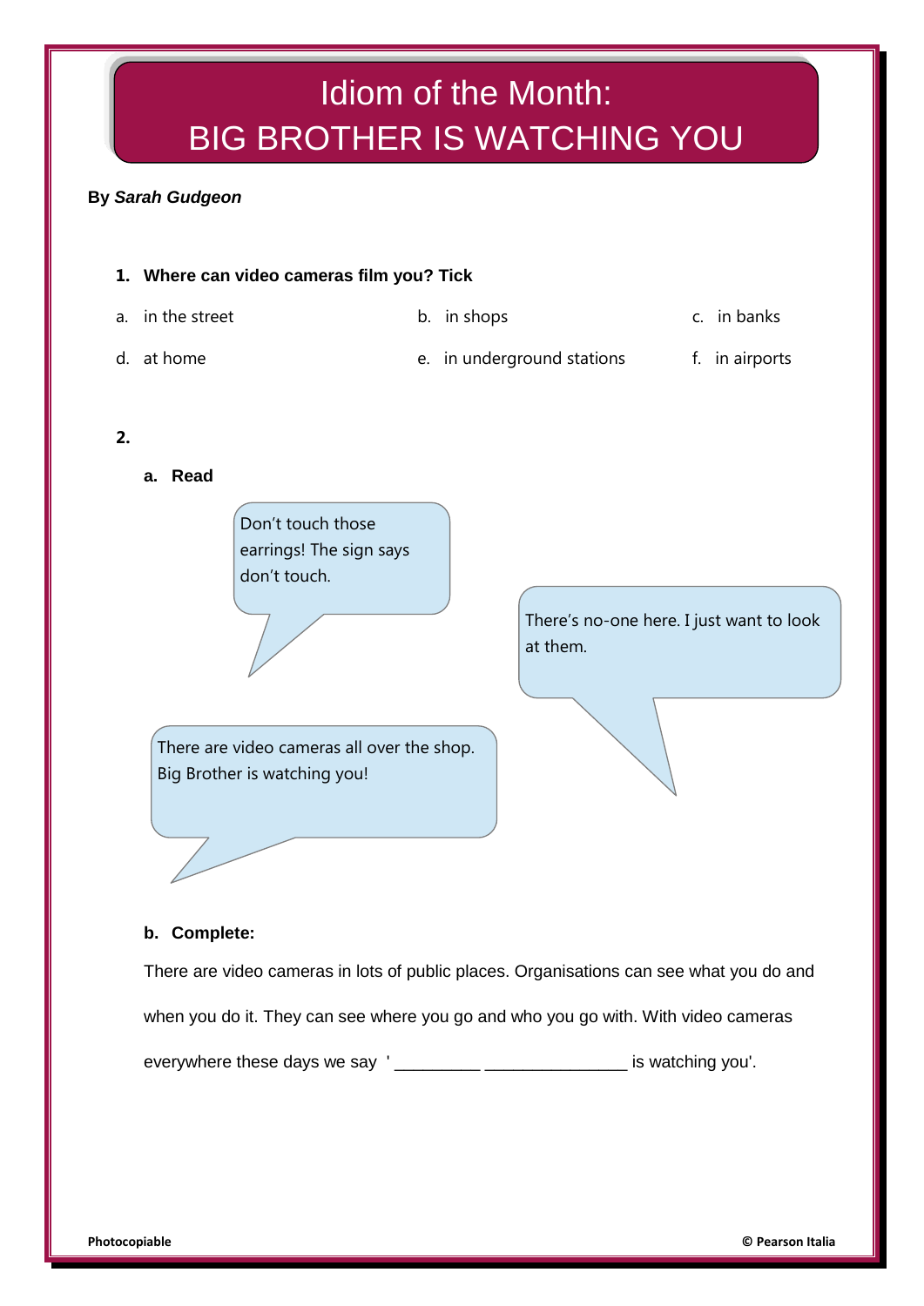# Idiom of the Month: BIG BROTHER IS WATCHING YOU

**By *Sarah Gudgeon***

**1. Where can video cameras film you? Tick**

a. in the street

b. in shops

c. in banks

d. at home

e. in underground stations

f. in airports

**2.**

**a. Read**

Don't touch those earrings! The sign says don't touch.

There's no-one here. I just want to look at them.

There are video cameras all over the shop. Big Brother is watching you!

**b. Complete:**

There are video cameras in lots of public places. Organisations can see what you do and when you do it. They can see where you go and who you go with. With video cameras everywhere these days we say '_________ _______________ is watching you'.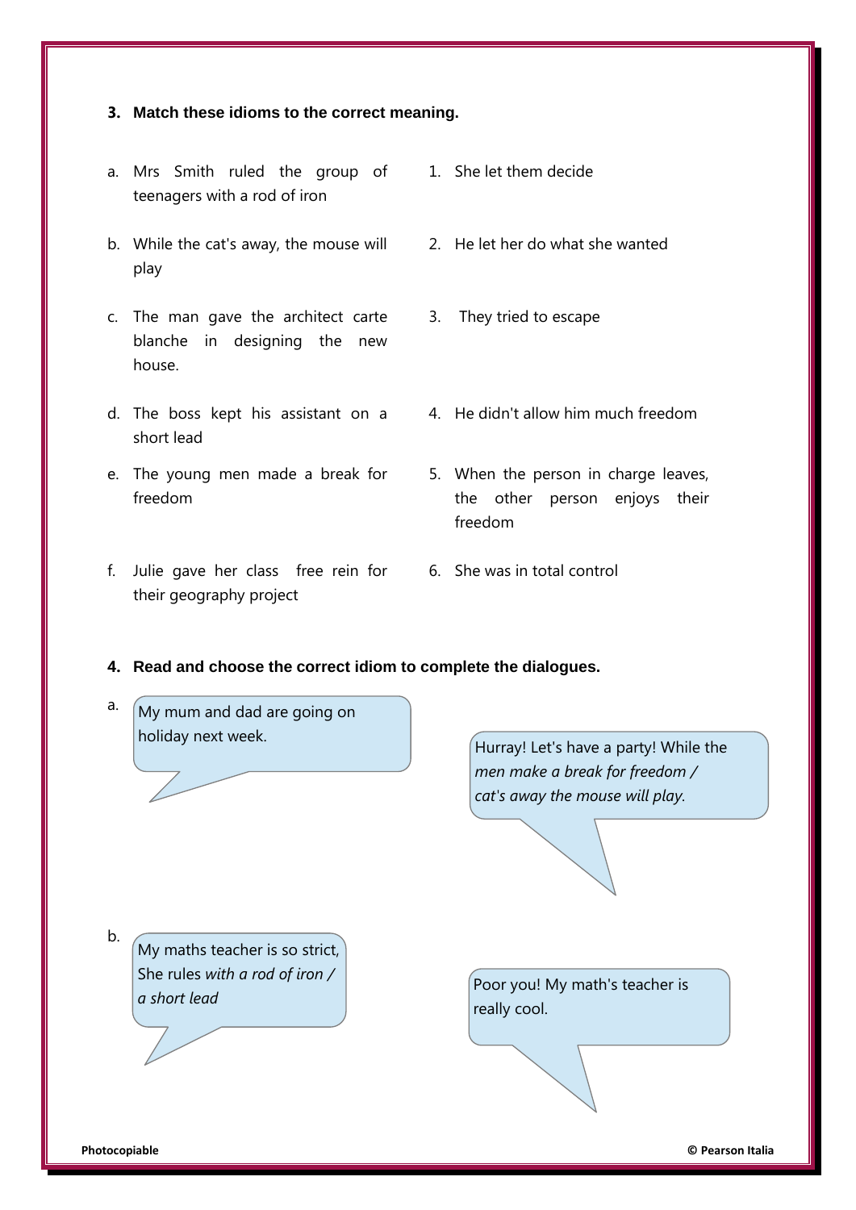**3. Match these idioms to the correct meaning.**

a. Mrs Smith ruled the group of teenagers with a rod of iron

b. While the cat's away, the mouse will play

c. The man gave the architect carte blanche in designing the new house.

d. The boss kept his assistant on a short lead

e. The young men made a break for freedom

f. Julie gave her class free rein for their geography project

1. She let them decide
2. He let her do what she wanted
3. They tried to escape
4. He didn't allow him much freedom
5. When the person in charge leaves, the other person enjoys their freedom
6. She was in total control

**4. Read and choose the correct idiom to complete the dialogues.**

a.

My mum and dad are going on holiday next week.

Hurray! Let's have a party! While the *men make a break for freedom / cat's away the mouse will play.*

b.

My maths teacher is so strict, She rules *with a rod of iron / a short lead*

Poor you! My math's teacher is really cool.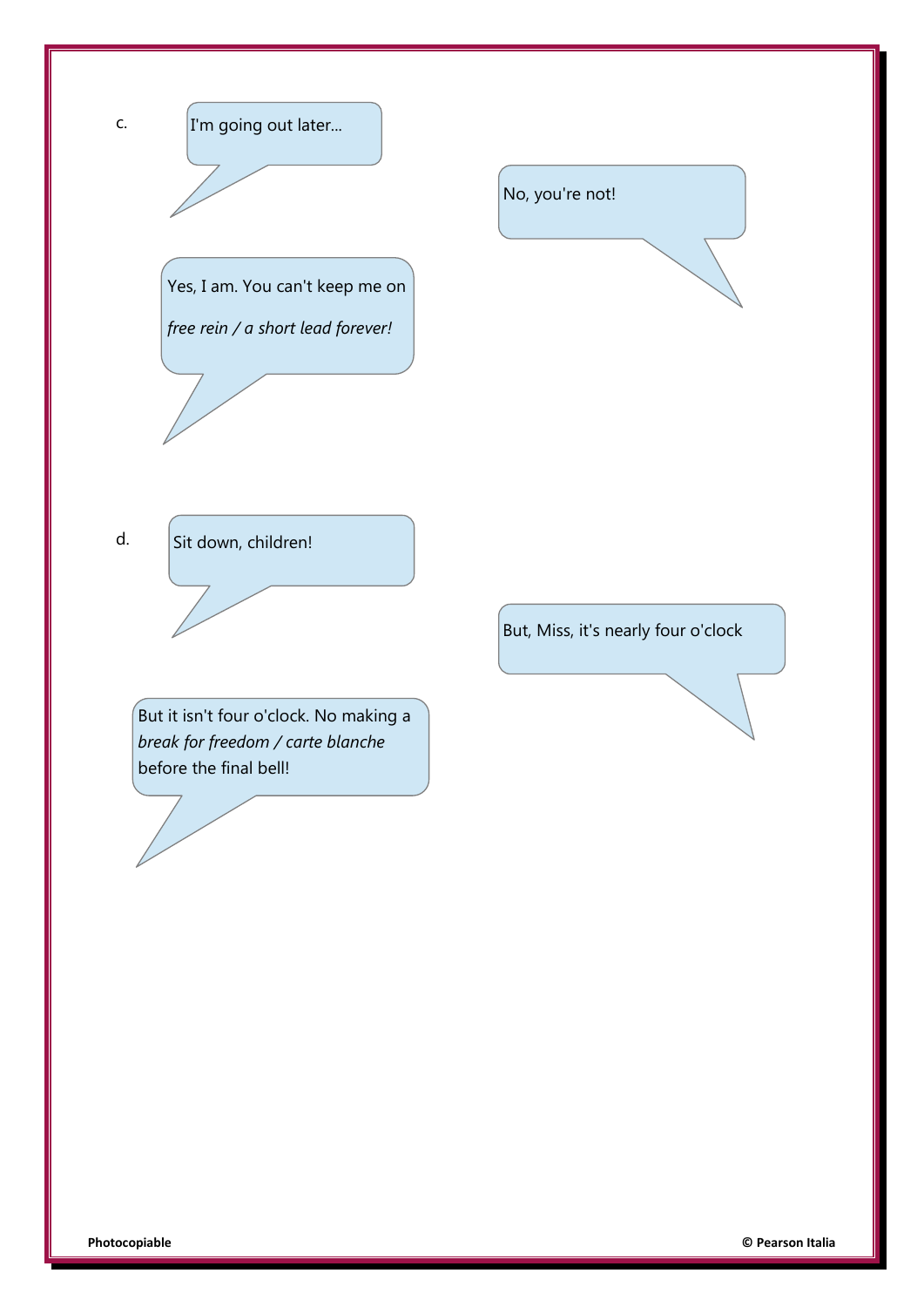c.

I'm going out later...

No, you're not!

Yes, I am. You can't keep me on *free rein / a short lead forever!*

d.

Sit down, children!

But, Miss, it's nearly four o'clock

But it isn't four o'clock. No making a *break for freedom / carte blanche* before the final bell!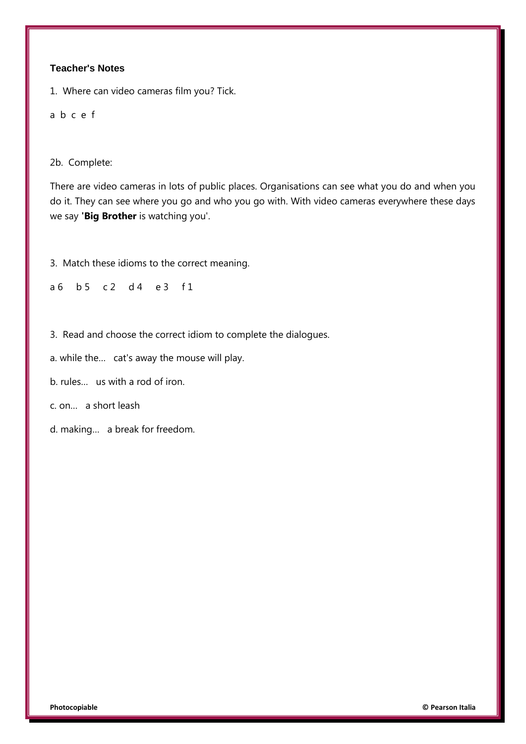**Teacher's Notes**

1. Where can video cameras film you? Tick.

a b c e f

2b. Complete:

There are video cameras in lots of public places. Organisations can see what you do and when you do it. They can see where you go and who you go with. With video cameras everywhere these days we say **'Big Brother** is watching you'.

3. Match these idioms to the correct meaning.

a 6 b 5 c 2 d 4 e 3 f 1

3. Read and choose the correct idiom to complete the dialogues.

a. while the… cat's away the mouse will play.

b. rules… us with a rod of iron.

c. on… a short leash

d. making… a break for freedom.